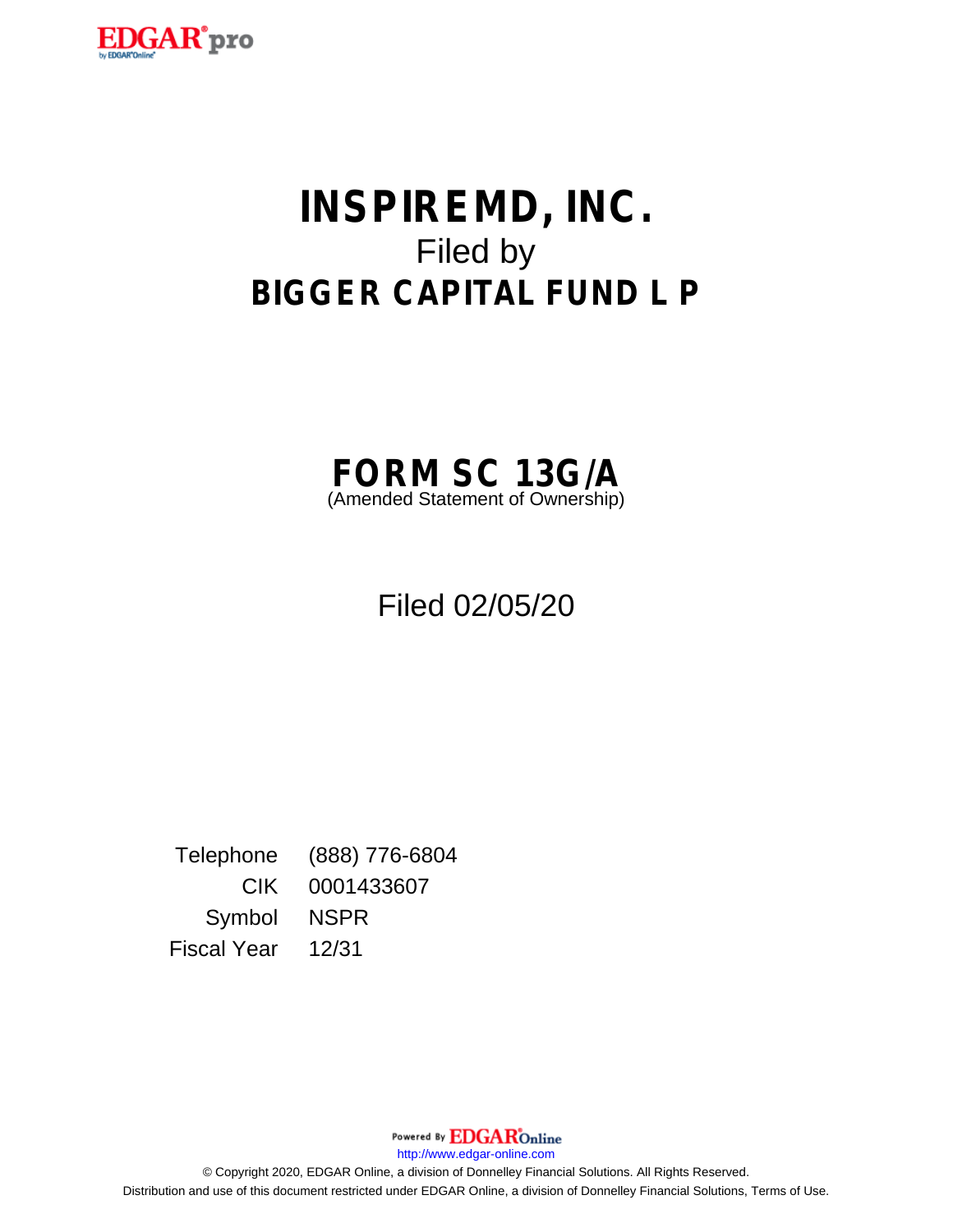# INSPIREMD, INC.

Filed by

## BIGGER CAPITAL FUND L P

## FORM SC 13G/A

(Amended Statement of Ownership)

Filed 02/05/20

| | |
|---|---|
| Telephone | (888) 776-6804 |
| CIK | 0001433607 |
| Symbol | NSPR |
| Fiscal Year | 12/31 |

Powered By EDGAR Online

http://www.edgar-online.com

© Copyright 2020, EDGAR Online, a division of Donnelley Financial Solutions. All Rights Reserved.

Distribution and use of this document restricted under EDGAR Online, a division of Donnelley Financial Solutions, Terms of Use.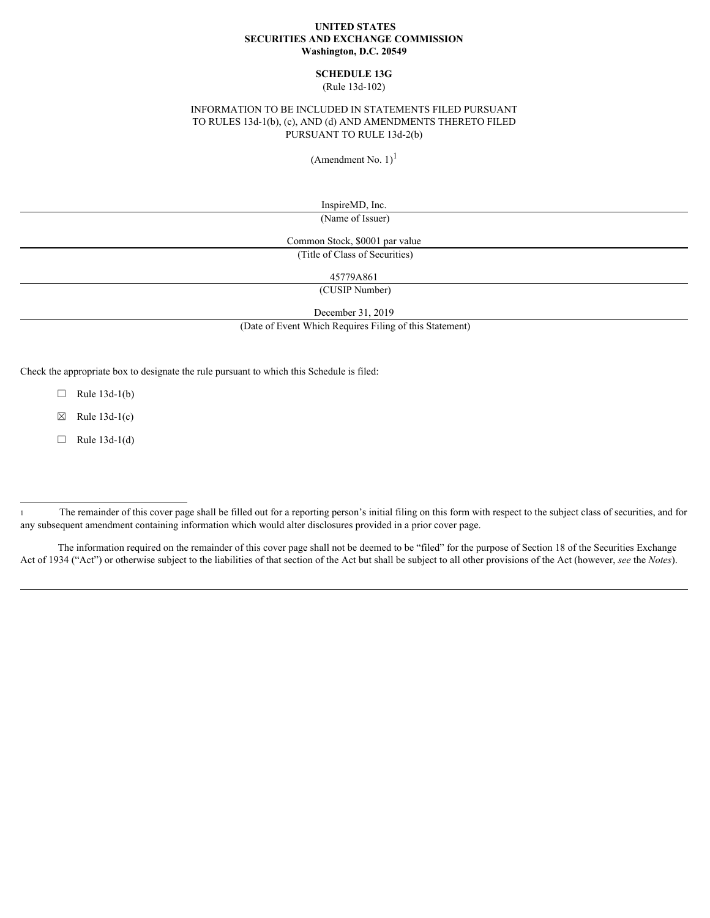**UNITED STATES**
**SECURITIES AND EXCHANGE COMMISSION**
**Washington, D.C. 20549**

**SCHEDULE 13G**
(Rule 13d-102)

INFORMATION TO BE INCLUDED IN STATEMENTS FILED PURSUANT TO RULES 13d-1(b), (c), AND (d) AND AMENDMENTS THERETO FILED PURSUANT TO RULE 13d-2(b)

(Amendment No. 1)[1]

InspireMD, Inc.
(Name of Issuer)

Common Stock, $0001 par value
(Title of Class of Securities)

45779A861
(CUSIP Number)

December 31, 2019
(Date of Event Which Requires Filing of this Statement)

Check the appropriate box to designate the rule pursuant to which this Schedule is filed:

☐ Rule 13d-1(b)

☒ Rule 13d-1(c)

☐ Rule 13d-1(d)

---

[1] The remainder of this cover page shall be filled out for a reporting person's initial filing on this form with respect to the subject class of securities, and for any subsequent amendment containing information which would alter disclosures provided in a prior cover page.

The information required on the remainder of this cover page shall not be deemed to be "filed" for the purpose of Section 18 of the Securities Exchange Act of 1934 ("Act") or otherwise subject to the liabilities of that section of the Act but shall be subject to all other provisions of the Act (however, *see* the *Notes*).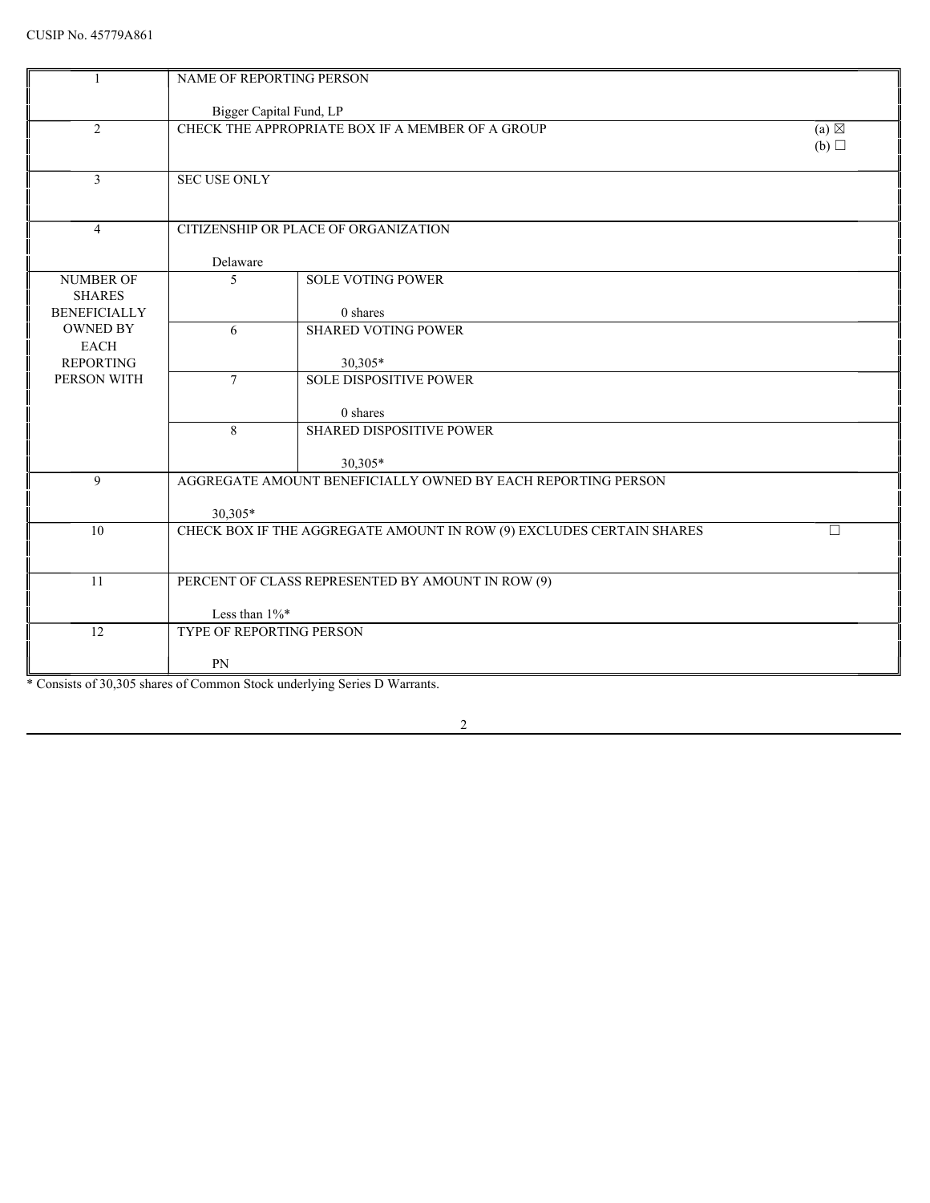CUSIP No. 45779A861

| | | | |
|---|---|---|---|
| 1 | NAME OF REPORTING PERSON<br><br>Bigger Capital Fund, LP | | |
| 2 | CHECK THE APPROPRIATE BOX IF A MEMBER OF A GROUP | | (a) ☒<br>(b) ☐ |
| 3 | SEC USE ONLY | | |
| 4 | CITIZENSHIP OR PLACE OF ORGANIZATION<br><br>Delaware | | |
| NUMBER OF SHARES BENEFICIALLY OWNED BY EACH REPORTING PERSON WITH | 5 | SOLE VOTING POWER<br><br>0 shares | |
| | 6 | SHARED VOTING POWER<br><br>30,305* | |
| | 7 | SOLE DISPOSITIVE POWER<br><br>0 shares | |
| | 8 | SHARED DISPOSITIVE POWER<br><br>30,305* | |
| 9 | AGGREGATE AMOUNT BENEFICIALLY OWNED BY EACH REPORTING PERSON<br><br>30,305* | | |
| 10 | CHECK BOX IF THE AGGREGATE AMOUNT IN ROW (9) EXCLUDES CERTAIN SHARES | | ☐ |
| 11 | PERCENT OF CLASS REPRESENTED BY AMOUNT IN ROW (9)<br><br>Less than 1%* | | |
| 12 | TYPE OF REPORTING PERSON<br><br>PN | | |

* Consists of 30,305 shares of Common Stock underlying Series D Warrants.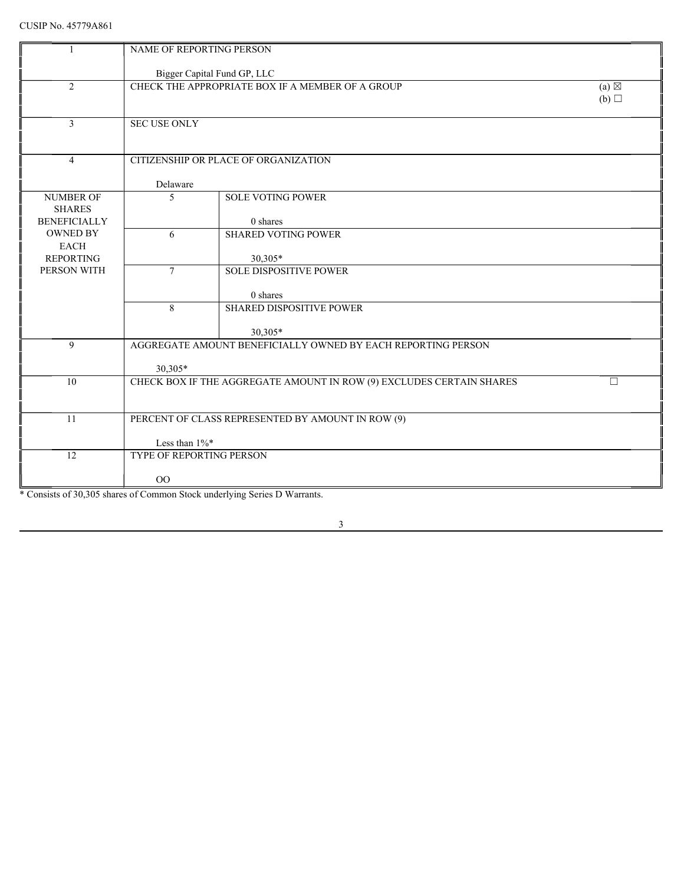CUSIP No. 45779A861

| | | | |
|---|---|---|---|
| 1 | NAME OF REPORTING PERSON<br><br>Bigger Capital Fund GP, LLC | | |
| 2 | CHECK THE APPROPRIATE BOX IF A MEMBER OF A GROUP | | (a) ☒<br>(b) ☐ |
| 3 | SEC USE ONLY | | |
| 4 | CITIZENSHIP OR PLACE OF ORGANIZATION<br><br>Delaware | | |
| NUMBER OF SHARES BENEFICIALLY OWNED BY EACH REPORTING PERSON WITH | 5 | SOLE VOTING POWER<br><br>0 shares | |
| | 6 | SHARED VOTING POWER<br><br>30,305* | |
| | 7 | SOLE DISPOSITIVE POWER<br><br>0 shares | |
| | 8 | SHARED DISPOSITIVE POWER<br><br>30,305* | |
| 9 | AGGREGATE AMOUNT BENEFICIALLY OWNED BY EACH REPORTING PERSON<br><br>30,305* | | |
| 10 | CHECK BOX IF THE AGGREGATE AMOUNT IN ROW (9) EXCLUDES CERTAIN SHARES | | ☐ |
| 11 | PERCENT OF CLASS REPRESENTED BY AMOUNT IN ROW (9)<br><br>Less than 1%* | | |
| 12 | TYPE OF REPORTING PERSON<br><br>OO | | |

* Consists of 30,305 shares of Common Stock underlying Series D Warrants.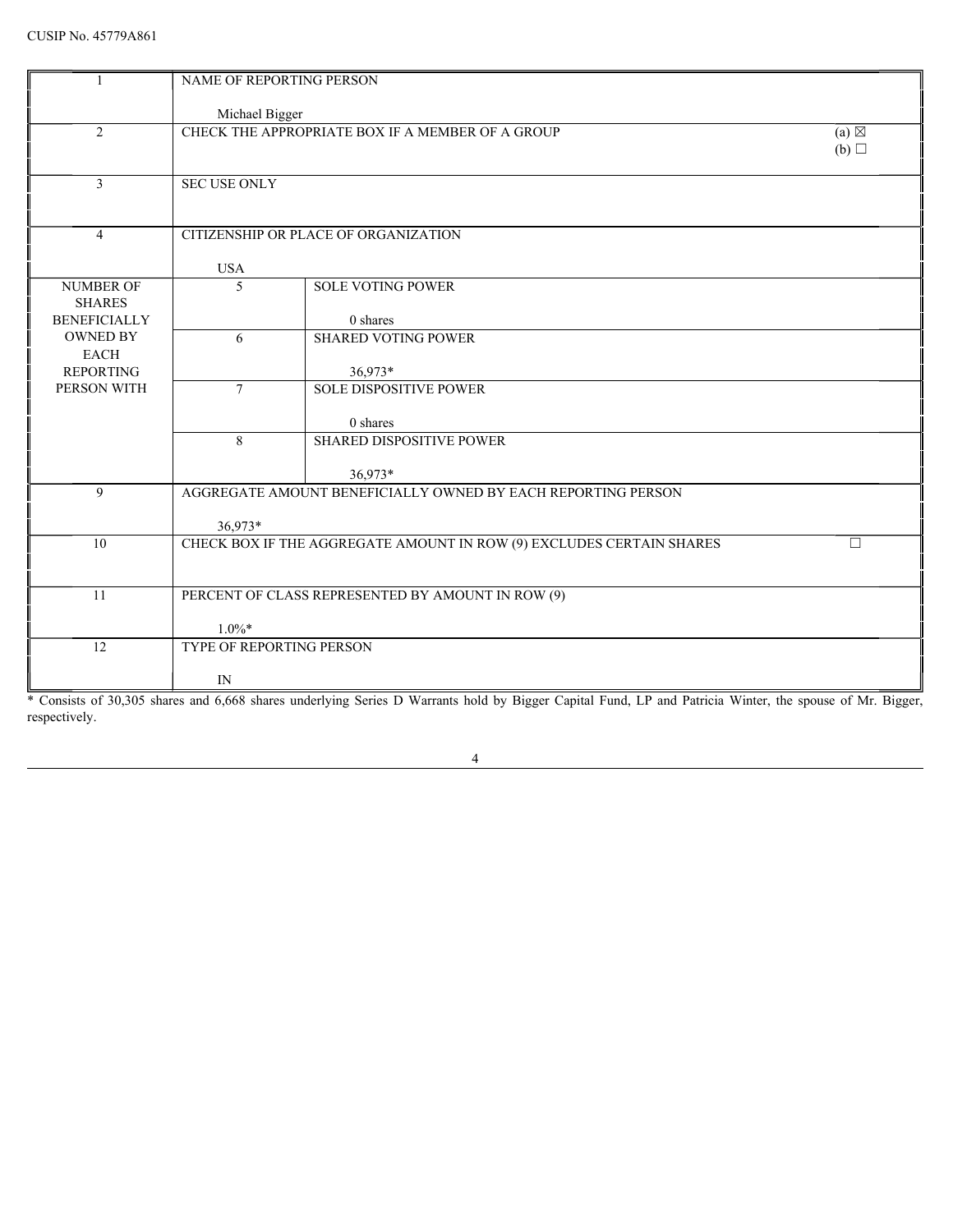CUSIP No. 45779A861

| | | | |
|---|---|---|---|
| 1 | NAME OF REPORTING PERSON<br><br>Michael Bigger | | |
| 2 | CHECK THE APPROPRIATE BOX IF A MEMBER OF A GROUP | | (a) ☒<br>(b) ☐ |
| 3 | SEC USE ONLY | | |
| 4 | CITIZENSHIP OR PLACE OF ORGANIZATION<br><br>USA | | |
| NUMBER OF SHARES BENEFICIALLY OWNED BY EACH REPORTING PERSON WITH | 5 | SOLE VOTING POWER<br><br>0 shares | |
| | 6 | SHARED VOTING POWER<br><br>36,973* | |
| | 7 | SOLE DISPOSITIVE POWER<br><br>0 shares | |
| | 8 | SHARED DISPOSITIVE POWER<br><br>36,973* | |
| 9 | AGGREGATE AMOUNT BENEFICIALLY OWNED BY EACH REPORTING PERSON<br><br>36,973* | | |
| 10 | CHECK BOX IF THE AGGREGATE AMOUNT IN ROW (9) EXCLUDES CERTAIN SHARES | | ☐ |
| 11 | PERCENT OF CLASS REPRESENTED BY AMOUNT IN ROW (9)<br><br>1.0%* | | |
| 12 | TYPE OF REPORTING PERSON<br><br>IN | | |

* Consists of 30,305 shares and 6,668 shares underlying Series D Warrants hold by Bigger Capital Fund, LP and Patricia Winter, the spouse of Mr. Bigger, respectively.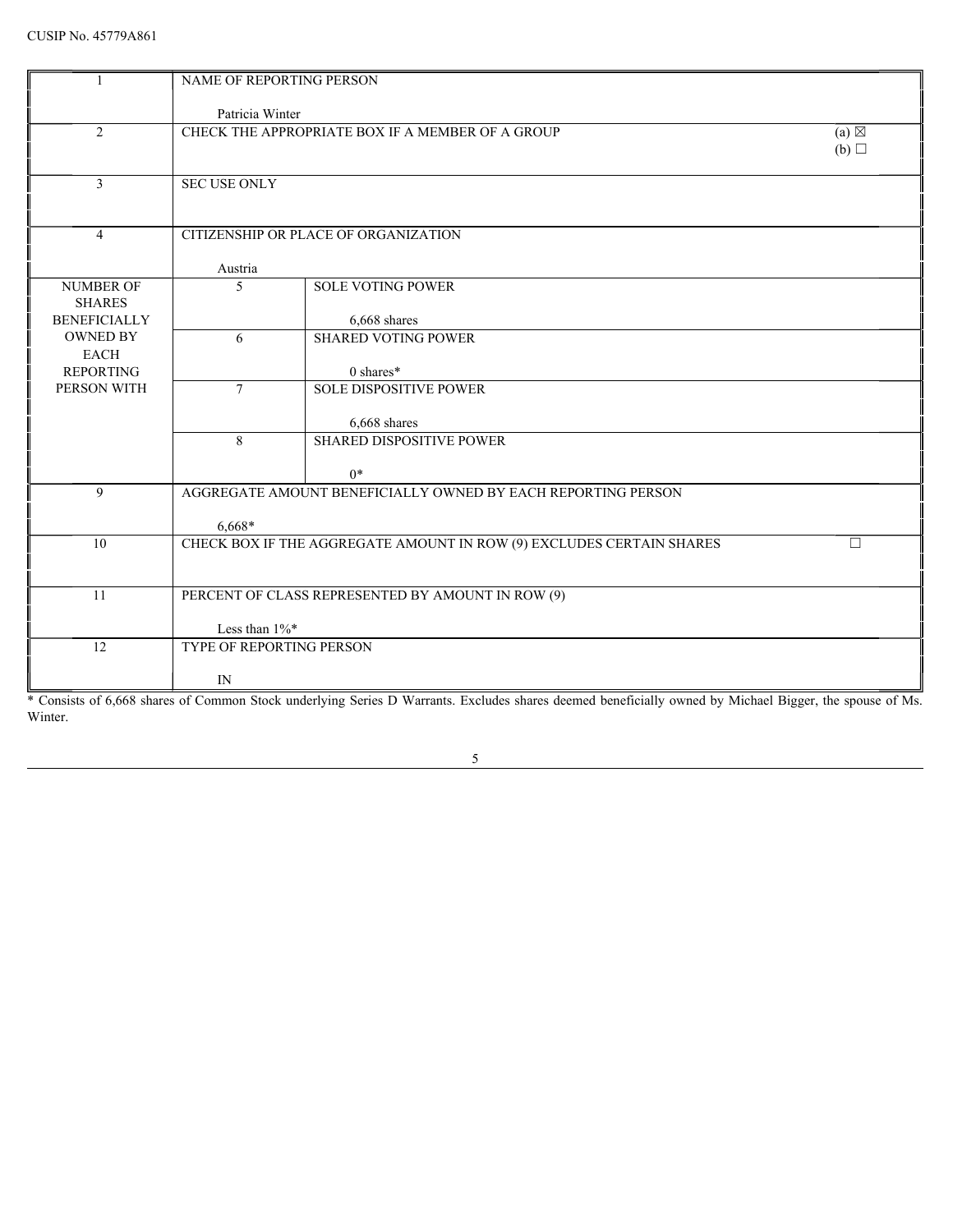CUSIP No. 45779A861

| | | | |
|---|---|---|---|
| 1 | NAME OF REPORTING PERSON<br><br>Patricia Winter | | |
| 2 | CHECK THE APPROPRIATE BOX IF A MEMBER OF A GROUP | | (a) ☒<br>(b) ☐ |
| 3 | SEC USE ONLY | | |
| 4 | CITIZENSHIP OR PLACE OF ORGANIZATION<br><br>Austria | | |
| NUMBER OF SHARES BENEFICIALLY OWNED BY EACH REPORTING PERSON WITH | 5 | SOLE VOTING POWER<br><br>6,668 shares | |
| | 6 | SHARED VOTING POWER<br><br>0 shares* | |
| | 7 | SOLE DISPOSITIVE POWER<br><br>6,668 shares | |
| | 8 | SHARED DISPOSITIVE POWER<br><br>0* | |
| 9 | AGGREGATE AMOUNT BENEFICIALLY OWNED BY EACH REPORTING PERSON<br><br>6,668* | | |
| 10 | CHECK BOX IF THE AGGREGATE AMOUNT IN ROW (9) EXCLUDES CERTAIN SHARES | | ☐ |
| 11 | PERCENT OF CLASS REPRESENTED BY AMOUNT IN ROW (9)<br><br>Less than 1%* | | |
| 12 | TYPE OF REPORTING PERSON<br><br>IN | | |

* Consists of 6,668 shares of Common Stock underlying Series D Warrants. Excludes shares deemed beneficially owned by Michael Bigger, the spouse of Ms. Winter.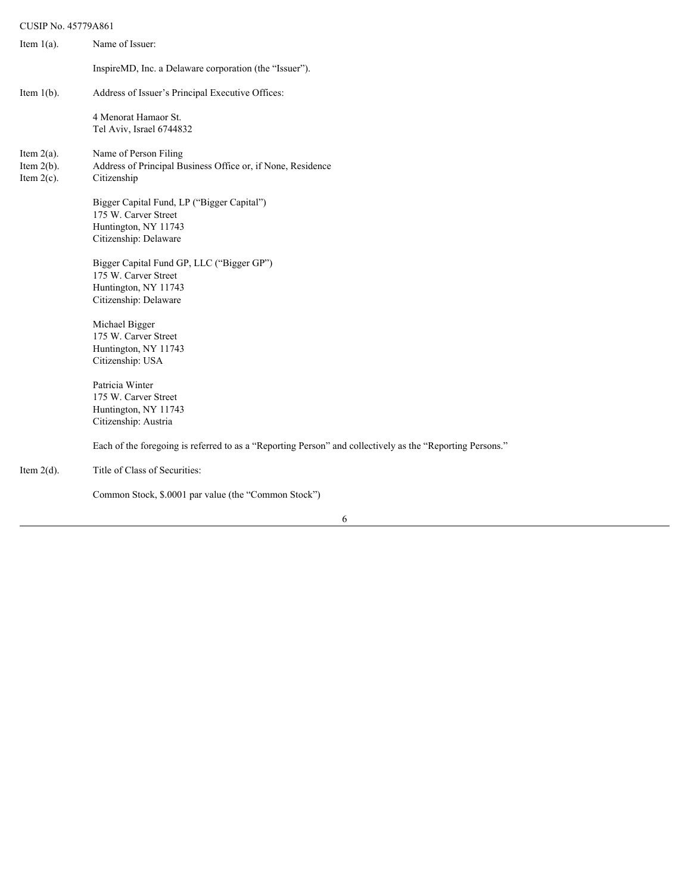CUSIP No. 45779A861

Item 1(a). Name of Issuer:

InspireMD, Inc. a Delaware corporation (the "Issuer").

Item 1(b). Address of Issuer's Principal Executive Offices:

4 Menorat Hamaor St.
Tel Aviv, Israel 6744832

Item 2(a). Name of Person Filing
Item 2(b). Address of Principal Business Office or, if None, Residence
Item 2(c). Citizenship

Bigger Capital Fund, LP ("Bigger Capital")
175 W. Carver Street
Huntington, NY 11743
Citizenship: Delaware

Bigger Capital Fund GP, LLC ("Bigger GP")
175 W. Carver Street
Huntington, NY 11743
Citizenship: Delaware

Michael Bigger
175 W. Carver Street
Huntington, NY 11743
Citizenship: USA

Patricia Winter
175 W. Carver Street
Huntington, NY 11743
Citizenship: Austria

Each of the foregoing is referred to as a "Reporting Person" and collectively as the "Reporting Persons."

Item 2(d). Title of Class of Securities:

Common Stock, $.0001 par value (the "Common Stock")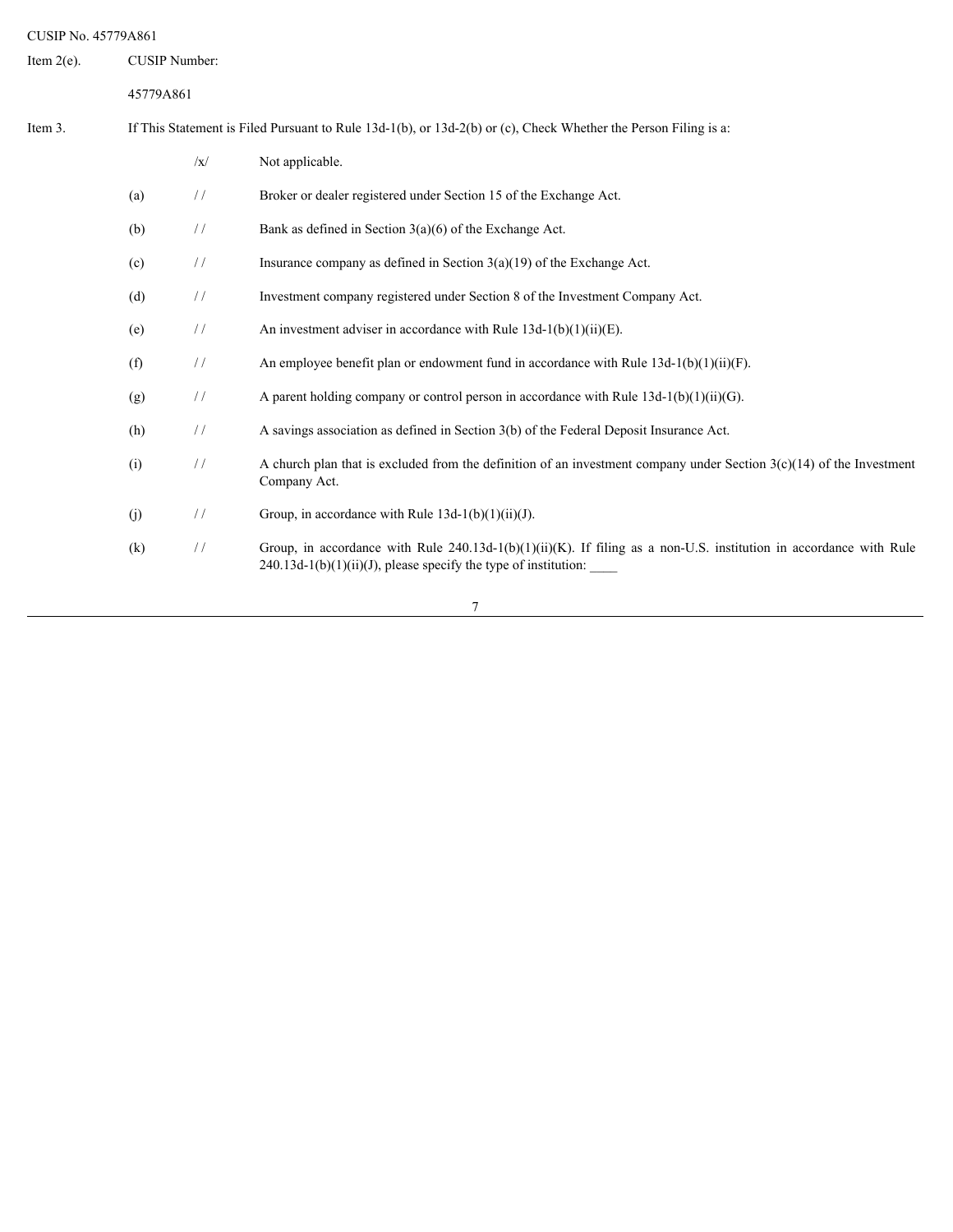CUSIP No. 45779A861

Item 2(e). CUSIP Number:

45779A861

Item 3. If This Statement is Filed Pursuant to Rule 13d-1(b), or 13d-2(b) or (c), Check Whether the Person Filing is a:

| | | |
|---|---|---|
| | /x/ | Not applicable. |
| (a) | / / | Broker or dealer registered under Section 15 of the Exchange Act. |
| (b) | / / | Bank as defined in Section 3(a)(6) of the Exchange Act. |
| (c) | / / | Insurance company as defined in Section 3(a)(19) of the Exchange Act. |
| (d) | / / | Investment company registered under Section 8 of the Investment Company Act. |
| (e) | / / | An investment adviser in accordance with Rule 13d-1(b)(1)(ii)(E). |
| (f) | / / | An employee benefit plan or endowment fund in accordance with Rule 13d-1(b)(1)(ii)(F). |
| (g) | / / | A parent holding company or control person in accordance with Rule 13d-1(b)(1)(ii)(G). |
| (h) | / / | A savings association as defined in Section 3(b) of the Federal Deposit Insurance Act. |
| (i) | / / | A church plan that is excluded from the definition of an investment company under Section 3(c)(14) of the Investment Company Act. |
| (j) | / / | Group, in accordance with Rule 13d-1(b)(1)(ii)(J). |
| (k) | / / | Group, in accordance with Rule 240.13d-1(b)(1)(ii)(K). If filing as a non-U.S. institution in accordance with Rule 240.13d-1(b)(1)(ii)(J), please specify the type of institution: ____ |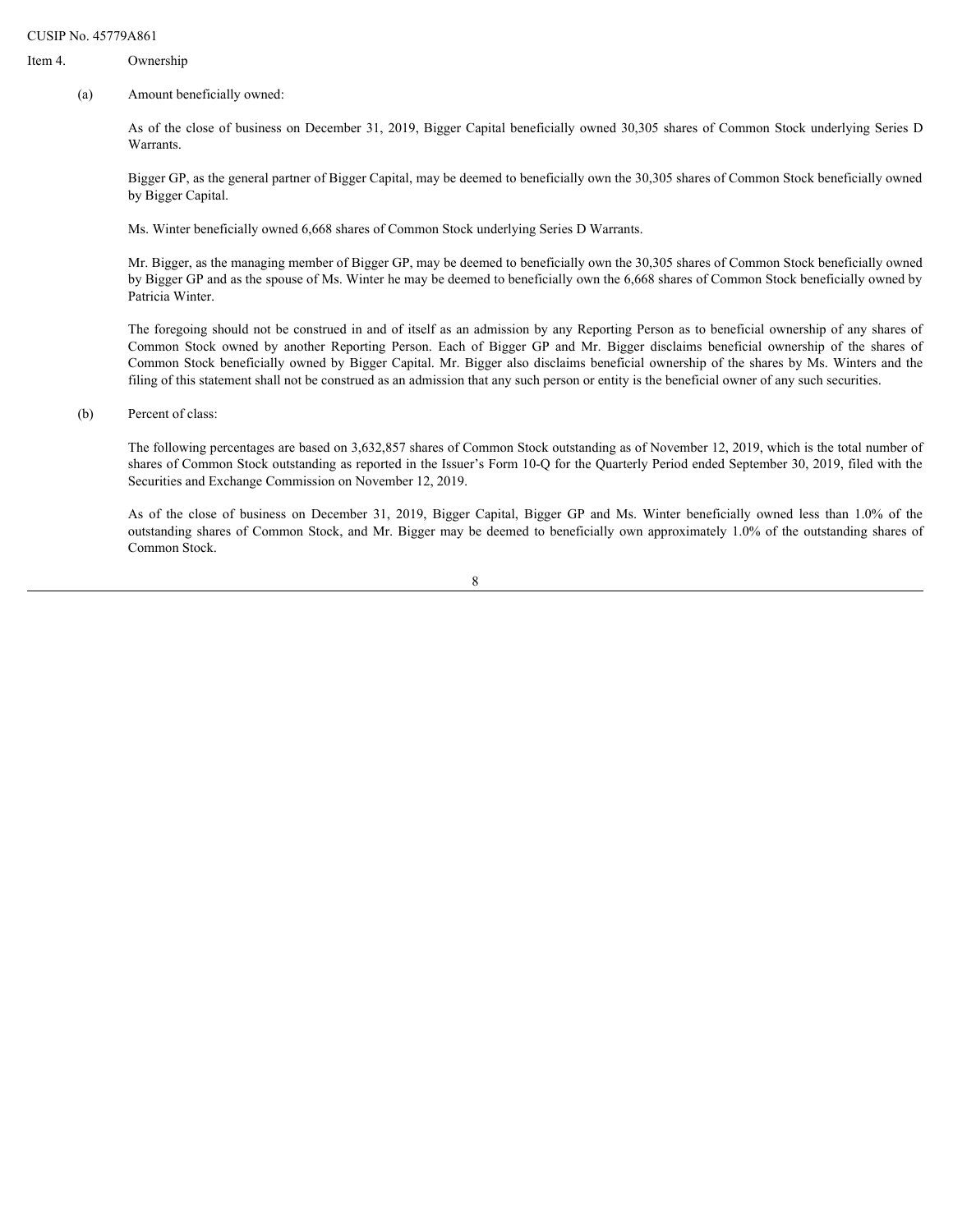CUSIP No. 45779A861

Item 4. Ownership

(a) Amount beneficially owned:

As of the close of business on December 31, 2019, Bigger Capital beneficially owned 30,305 shares of Common Stock underlying Series D Warrants.

Bigger GP, as the general partner of Bigger Capital, may be deemed to beneficially own the 30,305 shares of Common Stock beneficially owned by Bigger Capital.

Ms. Winter beneficially owned 6,668 shares of Common Stock underlying Series D Warrants.

Mr. Bigger, as the managing member of Bigger GP, may be deemed to beneficially own the 30,305 shares of Common Stock beneficially owned by Bigger GP and as the spouse of Ms. Winter he may be deemed to beneficially own the 6,668 shares of Common Stock beneficially owned by Patricia Winter.

The foregoing should not be construed in and of itself as an admission by any Reporting Person as to beneficial ownership of any shares of Common Stock owned by another Reporting Person. Each of Bigger GP and Mr. Bigger disclaims beneficial ownership of the shares of Common Stock beneficially owned by Bigger Capital. Mr. Bigger also disclaims beneficial ownership of the shares by Ms. Winters and the filing of this statement shall not be construed as an admission that any such person or entity is the beneficial owner of any such securities.

(b) Percent of class:

The following percentages are based on 3,632,857 shares of Common Stock outstanding as of November 12, 2019, which is the total number of shares of Common Stock outstanding as reported in the Issuer's Form 10-Q for the Quarterly Period ended September 30, 2019, filed with the Securities and Exchange Commission on November 12, 2019.

As of the close of business on December 31, 2019, Bigger Capital, Bigger GP and Ms. Winter beneficially owned less than 1.0% of the outstanding shares of Common Stock, and Mr. Bigger may be deemed to beneficially own approximately 1.0% of the outstanding shares of Common Stock.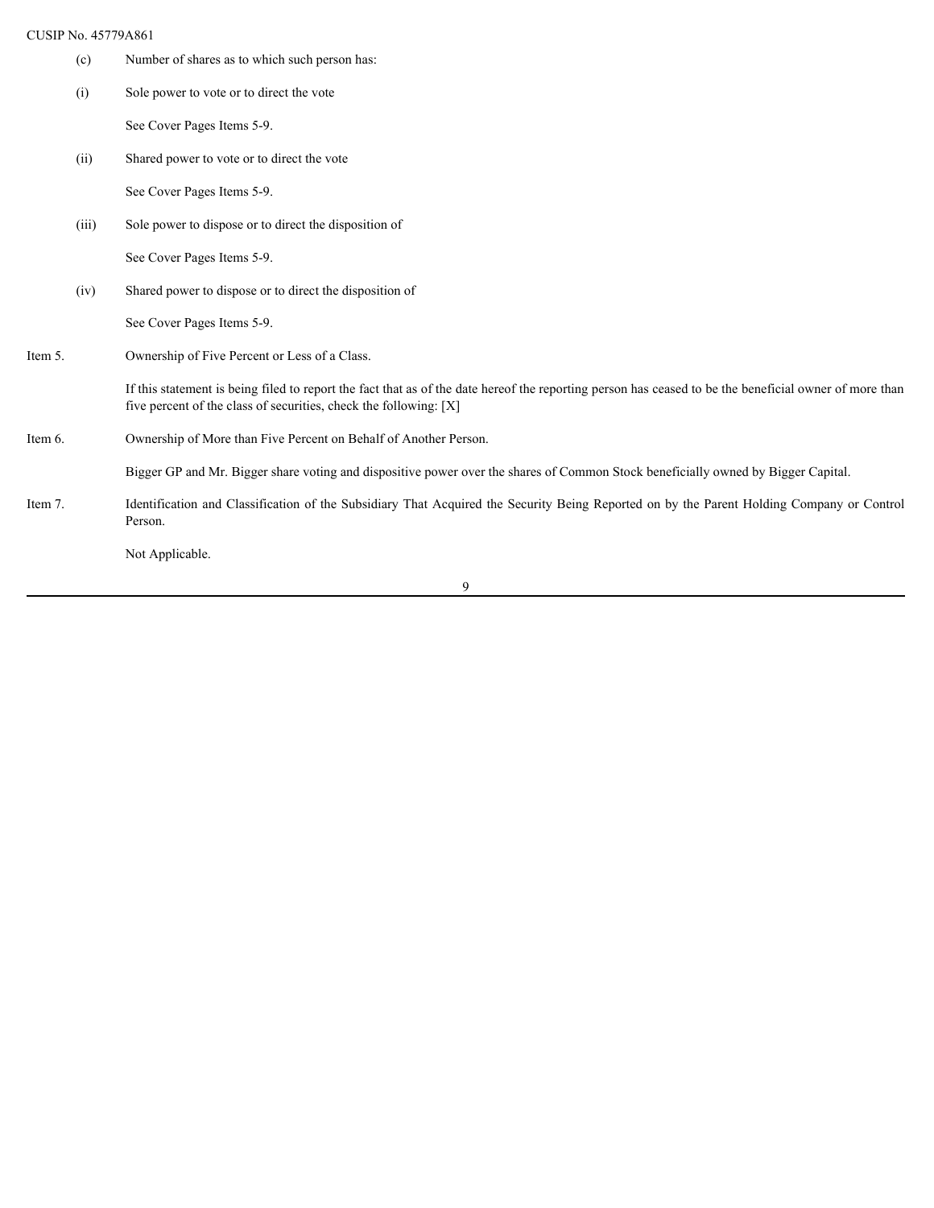CUSIP No. 45779A861

(c) Number of shares as to which such person has:

(i) Sole power to vote or to direct the vote

See Cover Pages Items 5-9.

(ii) Shared power to vote or to direct the vote

See Cover Pages Items 5-9.

(iii) Sole power to dispose or to direct the disposition of

See Cover Pages Items 5-9.

(iv) Shared power to dispose or to direct the disposition of

See Cover Pages Items 5-9.

Item 5. Ownership of Five Percent or Less of a Class.

If this statement is being filed to report the fact that as of the date hereof the reporting person has ceased to be the beneficial owner of more than five percent of the class of securities, check the following: [X]

Item 6. Ownership of More than Five Percent on Behalf of Another Person.

Bigger GP and Mr. Bigger share voting and dispositive power over the shares of Common Stock beneficially owned by Bigger Capital.

Item 7. Identification and Classification of the Subsidiary That Acquired the Security Being Reported on by the Parent Holding Company or Control Person.

Not Applicable.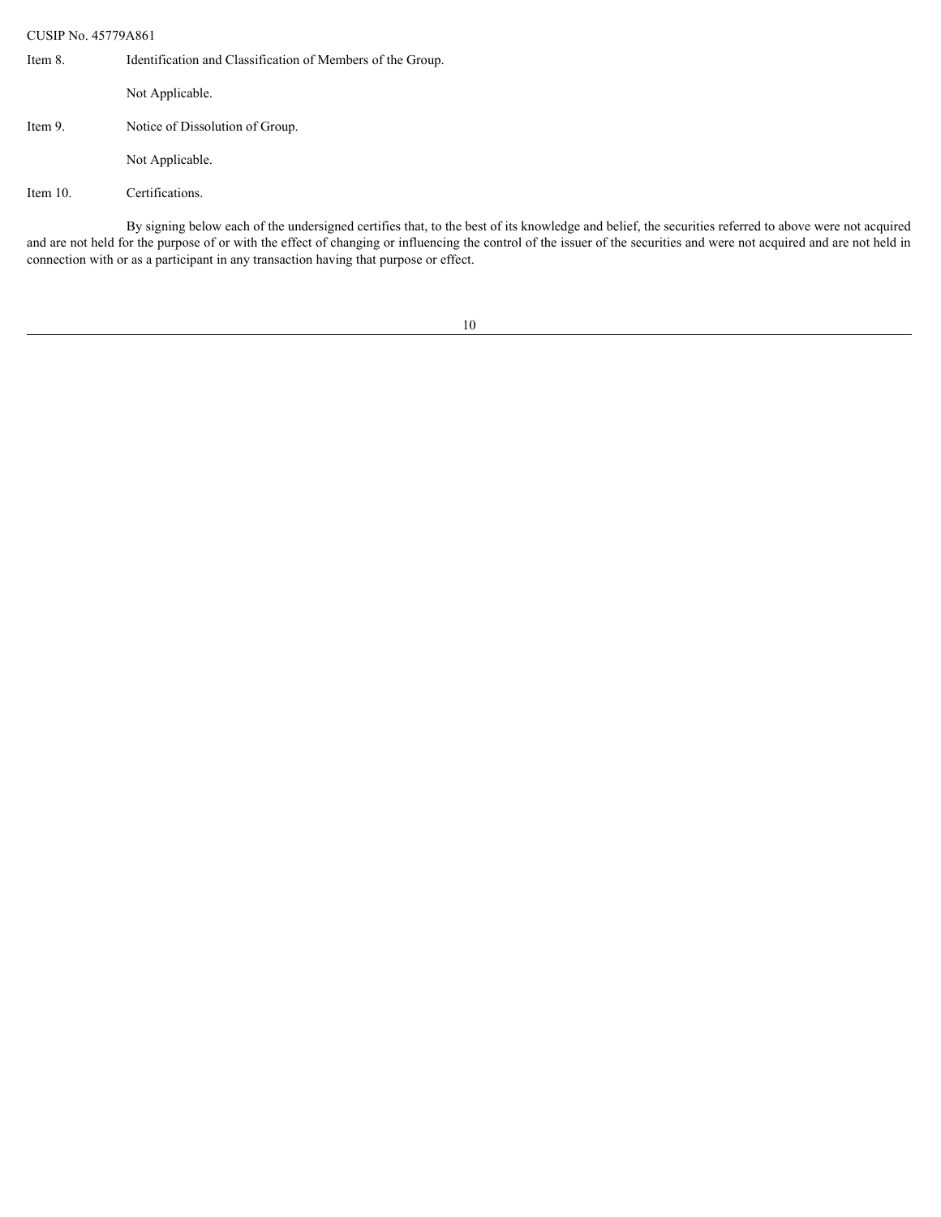CUSIP No. 45779A861

Item 8. Identification and Classification of Members of the Group.

Not Applicable.

Item 9. Notice of Dissolution of Group.

Not Applicable.

Item 10. Certifications.

By signing below each of the undersigned certifies that, to the best of its knowledge and belief, the securities referred to above were not acquired and are not held for the purpose of or with the effect of changing or influencing the control of the issuer of the securities and were not acquired and are not held in connection with or as a participant in any transaction having that purpose or effect.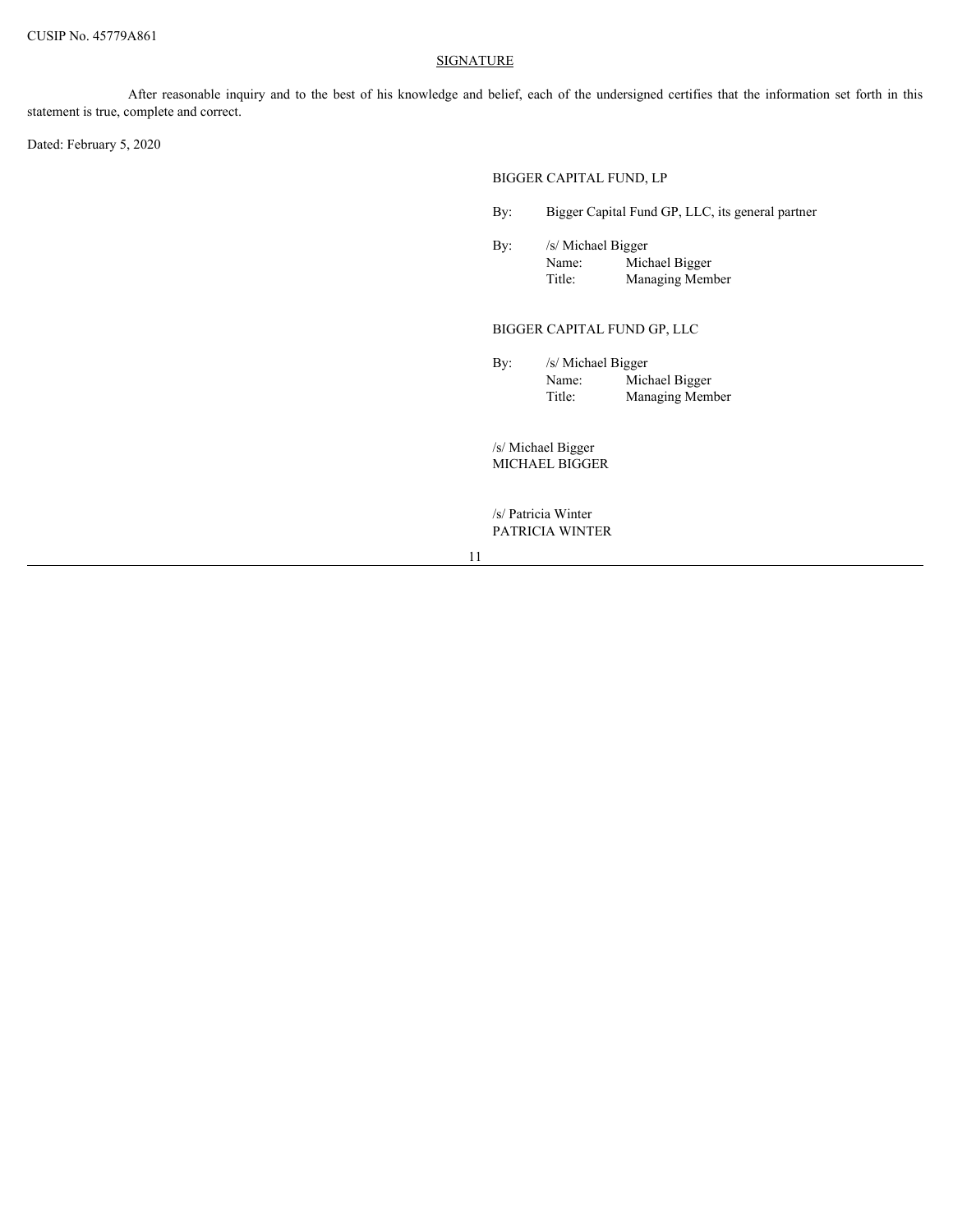CUSIP No. 45779A861

## SIGNATURE

After reasonable inquiry and to the best of his knowledge and belief, each of the undersigned certifies that the information set forth in this statement is true, complete and correct.

Dated: February 5, 2020

BIGGER CAPITAL FUND, LP

By: Bigger Capital Fund GP, LLC, its general partner

By: /s/ Michael Bigger
Name: Michael Bigger
Title: Managing Member

BIGGER CAPITAL FUND GP, LLC

By: /s/ Michael Bigger
Name: Michael Bigger
Title: Managing Member

/s/ Michael Bigger
MICHAEL BIGGER

/s/ Patricia Winter
PATRICIA WINTER